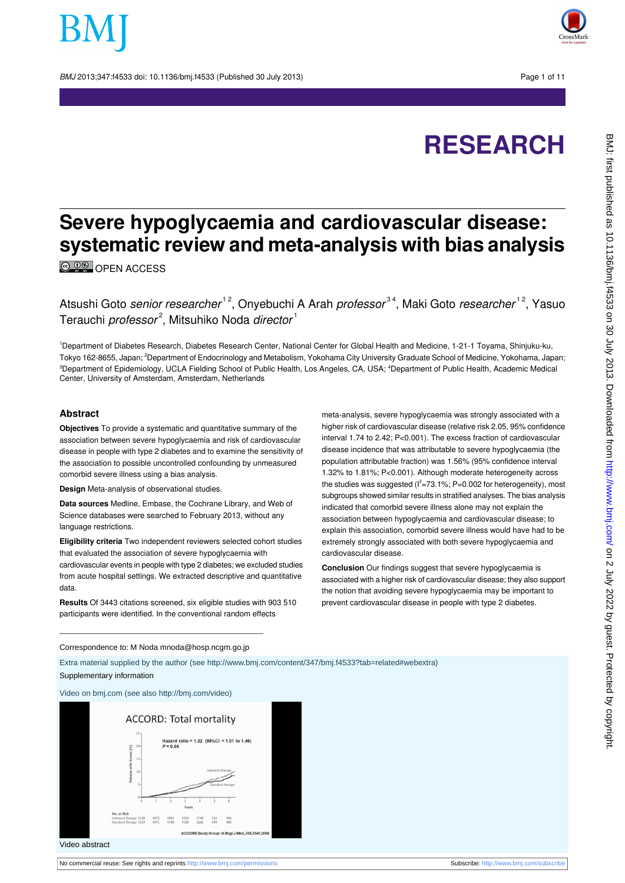# RESEARCH

# Severe hypoglycaemia and cardiovascular disease: systematic review and meta-analysis with bias analysis

OPEN ACCESS

Atsushi Goto *senior researcher*[1,2], Onyebuchi A Arah *professor*[3,4], Maki Goto *researcher*[1,2], Yasuo Terauchi *professor*[2], Mitsuhiko Noda *director*[1]

[1]Department of Diabetes Research, Diabetes Research Center, National Center for Global Health and Medicine, 1-21-1 Toyama, Shinjuku-ku, Tokyo 162-8655, Japan; [2]Department of Endocrinology and Metabolism, Yokohama City University Graduate School of Medicine, Yokohama, Japan; [3]Department of Epidemiology, UCLA Fielding School of Public Health, Los Angeles, CA, USA; [4]Department of Public Health, Academic Medical Center, University of Amsterdam, Amsterdam, Netherlands

## Abstract

**Objectives** To provide a systematic and quantitative summary of the association between severe hypoglycaemia and risk of cardiovascular disease in people with type 2 diabetes and to examine the sensitivity of the association to possible uncontrolled confounding by unmeasured comorbid severe illness using a bias analysis.

**Design** Meta-analysis of observational studies.

**Data sources** Medline, Embase, the Cochrane Library, and Web of Science databases were searched to February 2013, without any language restrictions.

**Eligibility criteria** Two independent reviewers selected cohort studies that evaluated the association of severe hypoglycaemia with cardiovascular events in people with type 2 diabetes; we excluded studies from acute hospital settings. We extracted descriptive and quantitative data.

**Results** Of 3443 citations screened, six eligible studies with 903 510 participants were identified. In the conventional random effects meta-analysis, severe hypoglycaemia was strongly associated with a higher risk of cardiovascular disease (relative risk 2.05, 95% confidence interval 1.74 to 2.42; P<0.001). The excess fraction of cardiovascular disease incidence that was attributable to severe hypoglycaemia (the population attributable fraction) was 1.56% (95% confidence interval 1.32% to 1.81%; P<0.001). Although moderate heterogeneity across the studies was suggested ($I^2$=73.1%; P=0.002 for heterogeneity), most subgroups showed similar results in stratified analyses. The bias analysis indicated that comorbid severe illness alone may not explain the association between hypoglycaemia and cardiovascular disease; to explain this association, comorbid severe illness would have had to be extremely strongly associated with both severe hypoglycaemia and cardiovascular disease.

**Conclusion** Our findings suggest that severe hypoglycaemia is associated with a higher risk of cardiovascular disease; they also support the notion that avoiding severe hypoglycaemia may be important to prevent cardiovascular disease in people with type 2 diabetes.

Correspondence to: M Noda mnoda@hosp.ncgm.go.jp

Extra material supplied by the author (see http://www.bmj.com/content/347/bmj.f4533?tab=related#webextra)

Supplementary information

Video on bmj.com (see also http://bmj.com/video)

Video abstract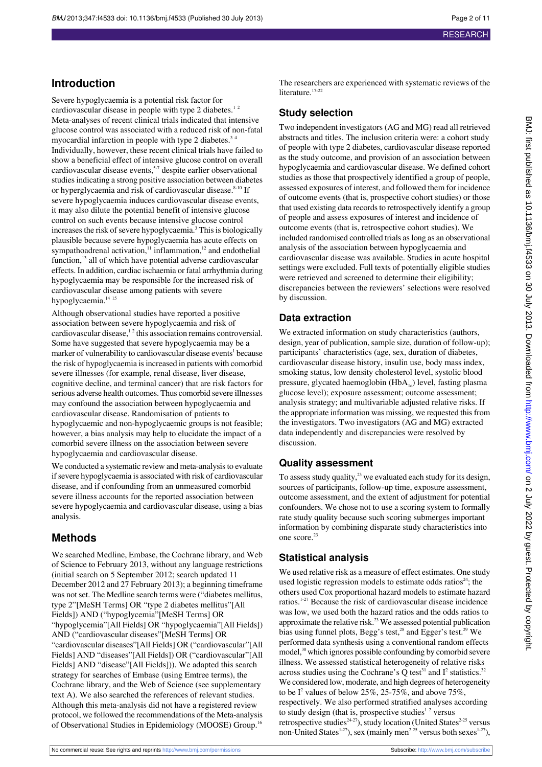## Introduction

Severe hypoglycaemia is a potential risk factor for cardiovascular disease in people with type 2 diabetes.[1 2] Meta-analyses of recent clinical trials indicated that intensive glucose control was associated with a reduced risk of non-fatal myocardial infarction in people with type 2 diabetes.[3 4] Individually, however, these recent clinical trials have failed to show a beneficial effect of intensive glucose control on overall cardiovascular disease events,[5-7] despite earlier observational studies indicating a strong positive association between diabetes or hyperglycaemia and risk of cardiovascular disease.[8-10] If severe hypoglycaemia induces cardiovascular disease events, it may also dilute the potential benefit of intensive glucose control on such events because intensive glucose control increases the risk of severe hypoglycaemia.[3] This is biologically plausible because severe hypoglycaemia has acute effects on sympathoadrenal activation,[11] inflammation,[12] and endothelial function,[13] all of which have potential adverse cardiovascular effects. In addition, cardiac ischaemia or fatal arrhythmia during hypoglycaemia may be responsible for the increased risk of cardiovascular disease among patients with severe hypoglycaemia.[14 15]

Although observational studies have reported a positive association between severe hypoglycaemia and risk of cardiovascular disease,[1 2] this association remains controversial. Some have suggested that severe hypoglycaemia may be a marker of vulnerability to cardiovascular disease events[1] because the risk of hypoglycaemia is increased in patients with comorbid severe illnesses (for example, renal disease, liver disease, cognitive decline, and terminal cancer) that are risk factors for serious adverse health outcomes. Thus comorbid severe illnesses may confound the association between hypoglycaemia and cardiovascular disease. Randomisation of patients to hypoglycaemic and non-hypoglycaemic groups is not feasible; however, a bias analysis may help to elucidate the impact of a comorbid severe illness on the association between severe hypoglycaemia and cardiovascular disease.

We conducted a systematic review and meta-analysis to evaluate if severe hypoglycaemia is associated with risk of cardiovascular disease, and if confounding from an unmeasured comorbid severe illness accounts for the reported association between severe hypoglycaemia and cardiovascular disease, using a bias analysis.

## Methods

We searched Medline, Embase, the Cochrane library, and Web of Science to February 2013, without any language restrictions (initial search on 5 September 2012; search updated 11 December 2012 and 27 February 2013); a beginning timeframe was not set. The Medline search terms were ("diabetes mellitus, type 2"[MeSH Terms] OR "type 2 diabetes mellitus"[All Fields]) AND ("hypoglycemia"[MeSH Terms] OR "hypoglycemia"[All Fields] OR "hypoglycaemia"[All Fields]) AND ("cardiovascular diseases"[MeSH Terms] OR "cardiovascular diseases"[All Fields] OR ("cardiovascular"[All Fields] AND "diseases"[All Fields]) OR ("cardiovascular"[All Fields] AND "disease"[All Fields])). We adapted this search strategy for searches of Embase (using Emtree terms), the Cochrane library, and the Web of Science (see supplementary text A). We also searched the references of relevant studies. Although this meta-analysis did not have a registered review protocol, we followed the recommendations of the Meta-analysis of Observational Studies in Epidemiology (MOOSE) Group.[16] The researchers are experienced with systematic reviews of the literature.[17-22]

### Study selection

Two independent investigators (AG and MG) read all retrieved abstracts and titles. The inclusion criteria were: a cohort study of people with type 2 diabetes, cardiovascular disease reported as the study outcome, and provision of an association between hypoglycaemia and cardiovascular disease. We defined cohort studies as those that prospectively identified a group of people, assessed exposures of interest, and followed them for incidence of outcome events (that is, prospective cohort studies) or those that used existing data records to retrospectively identify a group of people and assess exposures of interest and incidence of outcome events (that is, retrospective cohort studies). We included randomised controlled trials as long as an observational analysis of the association between hypoglycaemia and cardiovascular disease was available. Studies in acute hospital settings were excluded. Full texts of potentially eligible studies were retrieved and screened to determine their eligibility; discrepancies between the reviewers' selections were resolved by discussion.

### Data extraction

We extracted information on study characteristics (authors, design, year of publication, sample size, duration of follow-up); participants' characteristics (age, sex, duration of diabetes, cardiovascular disease history, insulin use, body mass index, smoking status, low density cholesterol level, systolic blood pressure, glycated haemoglobin ($HbA_{1c}$) level, fasting plasma glucose level); exposure assessment; outcome assessment; analysis strategy; and multivariable adjusted relative risks. If the appropriate information was missing, we requested this from the investigators. Two investigators (AG and MG) extracted data independently and discrepancies were resolved by discussion.

### Quality assessment

To assess study quality,[23] we evaluated each study for its design, sources of participants, follow-up time, exposure assessment, outcome assessment, and the extent of adjustment for potential confounders. We chose not to use a scoring system to formally rate study quality because such scoring submerges important information by combining disparate study characteristics into one score.[23]

### Statistical analysis

We used relative risk as a measure of effect estimates. One study used logistic regression models to estimate odds ratios[24]; the others used Cox proportional hazard models to estimate hazard ratios.[1-27] Because the risk of cardiovascular disease incidence was low, we used both the hazard ratios and the odds ratios to approximate the relative risk.[23] We assessed potential publication bias using funnel plots, Begg's test,[28] and Egger's test.[29] We performed data synthesis using a conventional random effects model,[30] which ignores possible confounding by comorbid severe illness. We assessed statistical heterogeneity of relative risks across studies using the Cochrane's Q test[31] and $I^2$ statistics.[32] We considered low, moderate, and high degrees of heterogeneity to be $I^2$ values of below 25%, 25-75%, and above 75%, respectively. We also performed stratified analyses according to study design (that is, prospective studies[1 2] versus retrospective studies[24-27]), study location (United States[2-25] versus non-United States[1-27]), sex (mainly men[2 25] versus both sexes[1-27]),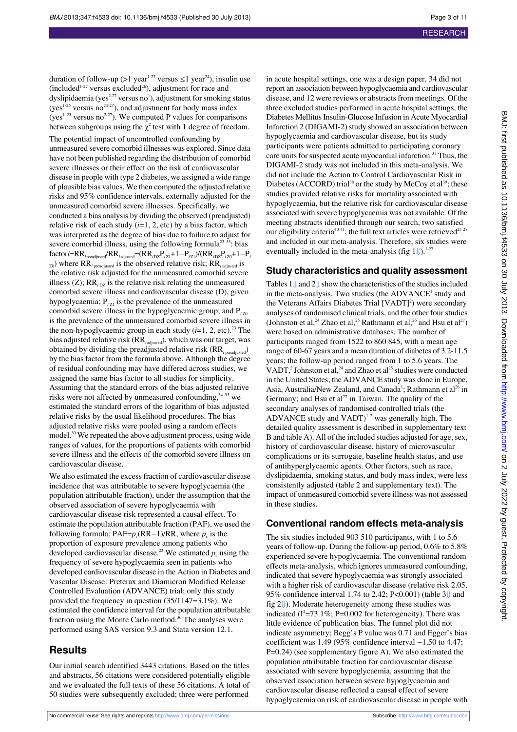duration of follow-up (>1 year[1-27] versus ≤1 year[24]), insulin use (included[1-27] versus excluded[26]), adjustment for race and dyslipidaemia (yes[2-27] versus no[1]), adjustment for smoking status (yes[1-25] versus no[24-27]), and adjustment for body mass index (yes[1 25] versus no[2-27]). We computed P values for comparisons between subgroups using the $\chi^2$ test with 1 degree of freedom.

The potential impact of uncontrolled confounding by unmeasured severe comorbid illnesses was explored. Since data have not been published regarding the distribution of comorbid severe illnesses or their effect on the risk of cardiovascular disease in people with type 2 diabetes, we assigned a wide range of plausible bias values. We then computed the adjusted relative risks and 95% confidence intervals, externally adjusted for the unmeasured comorbid severe illnesses. Specifically, we conducted a bias analysis by dividing the observed (preadjusted) relative risk of each study ($i$=1, 2, etc) by a bias factor, which was interpreted as the degree of bias due to failure to adjust for severe comorbid illness, using the following formula[23 33]: bias factor$_i$=$RR_{i\,preadjusted}/RR_{i\,adjusted}=(RR_{iDZ}P_{iZ1}+1-P_{iZ1})/(RR_{iDZ}P_{iZ0}+1-P_{iZ0})$ where $RR_{i\,preadjusted}$ is the observed relative risk; $RR_{i\,adjusted}$ is the relative risk adjusted for the unmeasured comorbid severe illness (Z); $RR_{iDZ}$ is the relative risk relating the unmeasured comorbid severe illness and cardiovascular disease (D), given hypoglycaemia; $P_{iZ1}$ is the prevalence of the unmeasured comorbid severe illness in the hypoglycaemic group; and $P_{iZ0}$ is the prevalence of the unmeasured comorbid severe illness in the non-hypoglycaemic group in each study ($i$=1, 2, etc).[23] The bias adjusted relative risk ($RR_{i\,adjusted}$), which was our target, was obtained by dividing the preadjusted relative risk ($RR_{i\,preadjusted}$) by the bias factor from the formula above. Although the degree of residual confounding may have differed across studies, we assigned the same bias factor to all studies for simplicity. Assuming that the standard errors of the bias adjusted relative risks were not affected by unmeasured confounding,[34 35] we estimated the standard errors of the logarithm of bias adjusted relative risks by the usual likelihood procedures. The bias adjusted relative risks were pooled using a random effects model.[30] We repeated the above adjustment process, using wide ranges of values, for the proportions of patients with comorbid severe illness and the effects of the comorbid severe illness on cardiovascular disease.

We also estimated the excess fraction of cardiovascular disease incidence that was attributable to severe hypoglycaemia (the population attributable fraction), under the assumption that the observed association of severe hypoglycaemia with cardiovascular disease risk represented a causal effect. To estimate the population attributable fraction (PAF), we used the following formula: PAF=$p_c$(RR−1)/RR, where $p_c$ is the proportion of exposure prevalence among patients who developed cardiovascular disease.[23] We estimated $p_c$ using the frequency of severe hypoglycaemia seen in patients who developed cardiovascular disease in the Action in Diabetes and Vascular Disease: Preterax and Diamicron Modified Release Controlled Evaluation (ADVANCE) trial; only this study provided the frequency in question (35/1147=3.1%). We estimated the confidence interval for the population attributable fraction using the Monte Carlo method.[36] The analyses were performed using SAS version 9.3 and Stata version 12.1.

## Results

Our initial search identified 3443 citations. Based on the titles and abstracts, 56 citations were considered potentially eligible and we evaluated the full texts of these 56 citations. A total of 50 studies were subsequently excluded; three were performed in acute hospital settings, one was a design paper, 34 did not report an association between hypoglycaemia and cardiovascular disease, and 12 were reviews or abstracts from meetings. Of the three excluded studies performed in acute hospital settings, the Diabetes Mellitus Insulin-Glucose Infusion in Acute Myocardial Infarction 2 (DIGAMI-2) study showed an association between hypoglycaemia and cardiovascular disease, but its study participants were patients admitted to participating coronary care units for suspected acute myocardial infarction.[37] Thus, the DIGAMI-2 study was not included in this meta-analysis. We did not include the Action to Control Cardiovascular Risk in Diabetes (ACCORD) trial[38] or the study by McCoy et al[39]; these studies provided relative risks for mortality associated with hypoglycaemia, but the relative risk for cardiovascular disease associated with severe hypoglycaemia was not available. Of the meeting abstracts identified through our search, two satisfied our eligibility criteria[40 41]; the full text articles were retrieved[25 27] and included in our meta-analysis. Therefore, six studies were eventually included in the meta-analysis (fig 1).[1-27]

## Study characteristics and quality assessment

Tables 1 and 2 show the characteristics of the studies included in the meta-analysis. Two studies (the ADVANCE[1] study and the Veterans Affairs Diabetes Trial [VADT][2]) were secondary analyses of randomised clinical trials, and the other four studies (Johnston et al,[24] Zhao et al,[25] Rathmann et al,[26] and Hsu et al[27]) were based on administrative databases. The number of participants ranged from 1522 to 860 845, with a mean age range of 60-67 years and a mean duration of diabetes of 3.2-11.5 years; the follow-up period ranged from 1 to 5.6 years. The VADT,[2] Johnston et al,[24] and Zhao et al[25] studies were conducted in the United States; the ADVANCE study was done in Europe, Asia, Australia/New Zealand, and Canada[1]; Rathmann et al[26] in Germany; and Hsu et al[27] in Taiwan. The quality of the secondary analyses of randomised controlled trials (the ADVANCE study and VADT)[1 2] was generally high. The detailed quality assessment is described in supplementary text B and table A). All of the included studies adjusted for age, sex, history of cardiovascular disease, history of microvascular complications or its surrogate, baseline health status, and use of antihyperglycaemic agents. Other factors, such as race, dyslipidaemia, smoking status, and body mass index, were less consistently adjusted (table 2 and supplementary text). The impact of unmeasured comorbid severe illness was not assessed in these studies.

## Conventional random effects meta-analysis

The six studies included 903 510 participants, with 1 to 5.6 years of follow-up. During the follow-up period, 0.6% to 5.8% experienced severe hypoglycaemia. The conventional random effects meta-analysis, which ignores unmeasured confounding, indicated that severe hypoglycaemia was strongly associated with a higher risk of cardiovascular disease (relative risk 2.05, 95% confidence interval 1.74 to 2.42; P<0.001) (table 3 and fig 2). Moderate heterogeneity among these studies was indicated ($I^2$=73.1%; P=0.002 for heterogeneity). There was little evidence of publication bias. The funnel plot did not indicate asymmetry; Begg's P value was 0.71 and Egger's bias coefficient was 1.49 (95% confidence interval −1.50 to 4.47; P=0.24) (see supplementary figure A). We also estimated the population attributable fraction for cardiovascular disease associated with severe hypoglycaemia, assuming that the observed association between severe hypoglycaemia and cardiovascular disease reflected a causal effect of severe hypoglycaemia on risk of cardiovascular disease in people with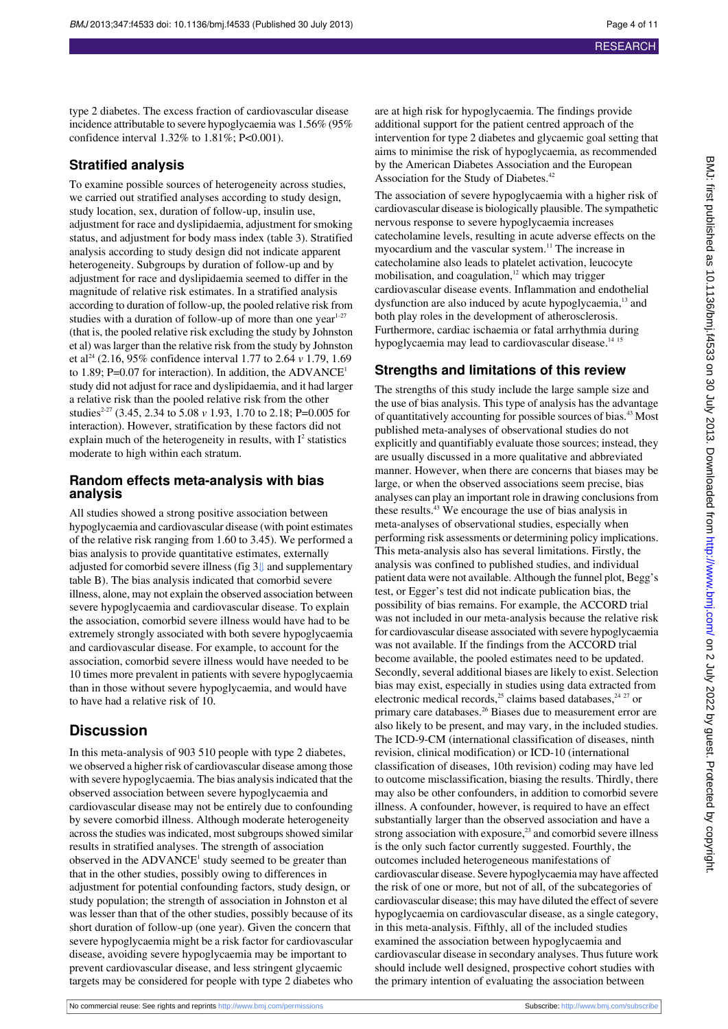type 2 diabetes. The excess fraction of cardiovascular disease incidence attributable to severe hypoglycaemia was 1.56% (95% confidence interval 1.32% to 1.81%; P<0.001).

## Stratified analysis

To examine possible sources of heterogeneity across studies, we carried out stratified analyses according to study design, study location, sex, duration of follow-up, insulin use, adjustment for race and dyslipidaemia, adjustment for smoking status, and adjustment for body mass index (table 3). Stratified analysis according to study design did not indicate apparent heterogeneity. Subgroups by duration of follow-up and by adjustment for race and dyslipidaemia seemed to differ in the magnitude of relative risk estimates. In a stratified analysis according to duration of follow-up, the pooled relative risk from studies with a duration of follow-up of more than one year[1-27] (that is, the pooled relative risk excluding the study by Johnston et al) was larger than the relative risk from the study by Johnston et al[24] (2.16, 95% confidence interval 1.77 to 2.64 *v* 1.79, 1.69 to 1.89; P=0.07 for interaction). In addition, the ADVANCE[1] study did not adjust for race and dyslipidaemia, and it had larger a relative risk than the pooled relative risk from the other studies[2-27] (3.45, 2.34 to 5.08 *v* 1.93, 1.70 to 2.18; P=0.005 for interaction). However, stratification by these factors did not explain much of the heterogeneity in results, with $I^2$ statistics moderate to high within each stratum.

### Random effects meta-analysis with bias analysis

All studies showed a strong positive association between hypoglycaemia and cardiovascular disease (with point estimates of the relative risk ranging from 1.60 to 3.45). We performed a bias analysis to provide quantitative estimates, externally adjusted for comorbid severe illness (fig 3⇓ and supplementary table B). The bias analysis indicated that comorbid severe illness, alone, may not explain the observed association between severe hypoglycaemia and cardiovascular disease. To explain the association, comorbid severe illness would have had to be extremely strongly associated with both severe hypoglycaemia and cardiovascular disease. For example, to account for the association, comorbid severe illness would have needed to be 10 times more prevalent in patients with severe hypoglycaemia than in those without severe hypoglycaemia, and would have to have had a relative risk of 10.

## Discussion

In this meta-analysis of 903 510 people with type 2 diabetes, we observed a higher risk of cardiovascular disease among those with severe hypoglycaemia. The bias analysis indicated that the observed association between severe hypoglycaemia and cardiovascular disease may not be entirely due to confounding by severe comorbid illness. Although moderate heterogeneity across the studies was indicated, most subgroups showed similar results in stratified analyses. The strength of association observed in the ADVANCE[1] study seemed to be greater than that in the other studies, possibly owing to differences in adjustment for potential confounding factors, study design, or study population; the strength of association in Johnston et al was lesser than that of the other studies, possibly because of its short duration of follow-up (one year). Given the concern that severe hypoglycaemia might be a risk factor for cardiovascular disease, avoiding severe hypoglycaemia may be important to prevent cardiovascular disease, and less stringent glycaemic targets may be considered for people with type 2 diabetes who are at high risk for hypoglycaemia. The findings provide additional support for the patient centred approach of the intervention for type 2 diabetes and glycaemic goal setting that aims to minimise the risk of hypoglycaemia, as recommended by the American Diabetes Association and the European Association for the Study of Diabetes.[42]

The association of severe hypoglycaemia with a higher risk of cardiovascular disease is biologically plausible. The sympathetic nervous response to severe hypoglycaemia increases catecholamine levels, resulting in acute adverse effects on the myocardium and the vascular system.[11] The increase in catecholamine also leads to platelet activation, leucocyte mobilisation, and coagulation,[12] which may trigger cardiovascular disease events. Inflammation and endothelial dysfunction are also induced by acute hypoglycaemia,[13] and both play roles in the development of atherosclerosis. Furthermore, cardiac ischaemia or fatal arrhythmia during hypoglycaemia may lead to cardiovascular disease.[14 15]

## Strengths and limitations of this review

The strengths of this study include the large sample size and the use of bias analysis. This type of analysis has the advantage of quantitatively accounting for possible sources of bias.[43] Most published meta-analyses of observational studies do not explicitly and quantifiably evaluate those sources; instead, they are usually discussed in a more qualitative and abbreviated manner. However, when there are concerns that biases may be large, or when the observed associations seem precise, bias analyses can play an important role in drawing conclusions from these results.[43] We encourage the use of bias analysis in meta-analyses of observational studies, especially when performing risk assessments or determining policy implications. This meta-analysis also has several limitations. Firstly, the analysis was confined to published studies, and individual patient data were not available. Although the funnel plot, Begg's test, or Egger's test did not indicate publication bias, the possibility of bias remains. For example, the ACCORD trial was not included in our meta-analysis because the relative risk for cardiovascular disease associated with severe hypoglycaemia was not available. If the findings from the ACCORD trial become available, the pooled estimates need to be updated. Secondly, several additional biases are likely to exist. Selection bias may exist, especially in studies using data extracted from electronic medical records,[25] claims based databases,[24 27] or primary care databases.[26] Biases due to measurement error are also likely to be present, and may vary, in the included studies. The ICD-9-CM (international classification of diseases, ninth revision, clinical modification) or ICD-10 (international classification of diseases, 10th revision) coding may have led to outcome misclassification, biasing the results. Thirdly, there may also be other confounders, in addition to comorbid severe illness. A confounder, however, is required to have an effect substantially larger than the observed association and have a strong association with exposure,[23] and comorbid severe illness is the only such factor currently suggested. Fourthly, the outcomes included heterogeneous manifestations of cardiovascular disease. Severe hypoglycaemia may have affected the risk of one or more, but not of all, of the subcategories of cardiovascular disease; this may have diluted the effect of severe hypoglycaemia on cardiovascular disease, as a single category, in this meta-analysis. Fifthly, all of the included studies examined the association between hypoglycaemia and cardiovascular disease in secondary analyses. Thus future work should include well designed, prospective cohort studies with the primary intention of evaluating the association between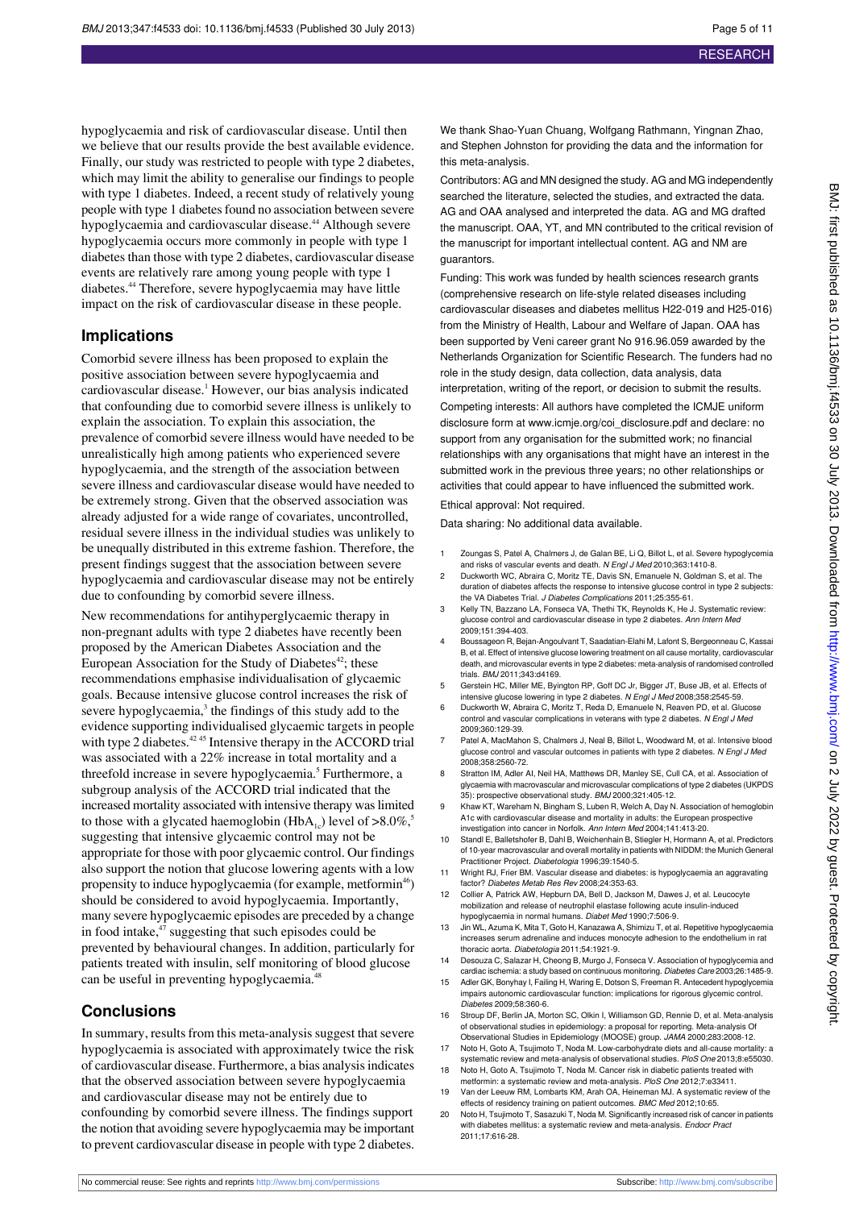hypoglycaemia and risk of cardiovascular disease. Until then we believe that our results provide the best available evidence. Finally, our study was restricted to people with type 2 diabetes, which may limit the ability to generalise our findings to people with type 1 diabetes. Indeed, a recent study of relatively young people with type 1 diabetes found no association between severe hypoglycaemia and cardiovascular disease.[44] Although severe hypoglycaemia occurs more commonly in people with type 1 diabetes than those with type 2 diabetes, cardiovascular disease events are relatively rare among young people with type 1 diabetes.[44] Therefore, severe hypoglycaemia may have little impact on the risk of cardiovascular disease in these people.

## Implications

Comorbid severe illness has been proposed to explain the positive association between severe hypoglycaemia and cardiovascular disease.[1] However, our bias analysis indicated that confounding due to comorbid severe illness is unlikely to explain the association. To explain this association, the prevalence of comorbid severe illness would have needed to be unrealistically high among patients who experienced severe hypoglycaemia, and the strength of the association between severe illness and cardiovascular disease would have needed to be extremely strong. Given that the observed association was already adjusted for a wide range of covariates, uncontrolled, residual severe illness in the individual studies was unlikely to be unequally distributed in this extreme fashion. Therefore, the present findings suggest that the association between severe hypoglycaemia and cardiovascular disease may not be entirely due to confounding by comorbid severe illness.

New recommendations for antihyperglycaemic therapy in non-pregnant adults with type 2 diabetes have recently been proposed by the American Diabetes Association and the European Association for the Study of Diabetes[42]; these recommendations emphasise individualisation of glycaemic goals. Because intensive glucose control increases the risk of severe hypoglycaemia,[3] the findings of this study add to the evidence supporting individualised glycaemic targets in people with type 2 diabetes.[42 45] Intensive therapy in the ACCORD trial was associated with a 22% increase in total mortality and a threefold increase in severe hypoglycaemia.[5] Furthermore, a subgroup analysis of the ACCORD trial indicated that the increased mortality associated with intensive therapy was limited to those with a glycated haemoglobin ($HbA_{1c}$) level of >8.0%,[5] suggesting that intensive glycaemic control may not be appropriate for those with poor glycaemic control. Our findings also support the notion that glucose lowering agents with a low propensity to induce hypoglycaemia (for example, metformin[46]) should be considered to avoid hypoglycaemia. Importantly, many severe hypoglycaemic episodes are preceded by a change in food intake,[47] suggesting that such episodes could be prevented by behavioural changes. In addition, particularly for patients treated with insulin, self monitoring of blood glucose can be useful in preventing hypoglycaemia.[48]

## Conclusions

In summary, results from this meta-analysis suggest that severe hypoglycaemia is associated with approximately twice the risk of cardiovascular disease. Furthermore, a bias analysis indicates that the observed association between severe hypoglycaemia and cardiovascular disease may not be entirely due to confounding by comorbid severe illness. The findings support the notion that avoiding severe hypoglycaemia may be important to prevent cardiovascular disease in people with type 2 diabetes.

We thank Shao-Yuan Chuang, Wolfgang Rathmann, Yingnan Zhao, and Stephen Johnston for providing the data and the information for this meta-analysis.

Contributors: AG and MN designed the study. AG and MG independently searched the literature, selected the studies, and extracted the data. AG and OAA analysed and interpreted the data. AG and MN drafted the manuscript. OAA, YT, and MN contributed to the critical revision of the manuscript for important intellectual content. AG and NM are guarantors.

Funding: This work was funded by health sciences research grants (comprehensive research on life-style related diseases including cardiovascular diseases and diabetes mellitus H22-019 and H25-016) from the Ministry of Health, Labour and Welfare of Japan. OAA has been supported by Veni career grant No 916.96.059 awarded by the Netherlands Organization for Scientific Research. The funders had no role in the study design, data collection, data analysis, data interpretation, writing of the report, or decision to submit the results.

Competing interests: All authors have completed the ICMJE uniform disclosure form at www.icmje.org/coi_disclosure.pdf and declare: no support from any organisation for the submitted work; no financial relationships with any organisations that might have an interest in the submitted work in the previous three years; no other relationships or activities that could appear to have influenced the submitted work.

Ethical approval: Not required.

Data sharing: No additional data available.

1. Zoungas S, Patel A, Chalmers J, de Galan BE, Li Q, Billot L, et al. Severe hypoglycemia and risks of vascular events and death. *N Engl J Med* 2010;363:1410-8.
2. Duckworth WC, Abraira C, Moritz TE, Davis SN, Emanuele N, Goldman S, et al. The duration of diabetes affects the response to intensive glucose control in type 2 subjects: the VA Diabetes Trial. *J Diabetes Complications* 2011;25:355-61.
3. Kelly TN, Bazzano LA, Fonseca VA, Thethi TK, Reynolds K, He J. Systematic review: glucose control and cardiovascular disease in type 2 diabetes. *Ann Intern Med* 2009;151:394-403.
4. Boussageon R, Bejan-Angoulvant T, Saadatian-Elahi M, Lafont S, Bergeonneau C, Kassai B, et al. Effect of intensive glucose lowering treatment on all cause mortality, cardiovascular death, and microvascular events in type 2 diabetes: meta-analysis of randomised controlled trials. *BMJ* 2011;343:d4169.
5. Gerstein HC, Miller ME, Byington RP, Goff DC Jr, Bigger JT, Buse JB, et al. Effects of intensive glucose lowering in type 2 diabetes. *N Engl J Med* 2008;358:2545-59.
6. Duckworth W, Abraira C, Moritz T, Reda D, Emanuele N, Reaven PD, et al. Glucose control and vascular complications in veterans with type 2 diabetes. *N Engl J Med* 2009;360:129-39.
7. Patel A, MacMahon S, Chalmers J, Neal B, Billot L, Woodward M, et al. Intensive blood glucose control and vascular outcomes in patients with type 2 diabetes. *N Engl J Med* 2008;358:2560-72.
8. Stratton IM, Adler AI, Neil HA, Matthews DR, Manley SE, Cull CA, et al. Association of glycaemia with macrovascular and microvascular complications of type 2 diabetes (UKPDS 35): prospective observational study. *BMJ* 2000;321:405-12.
9. Khaw KT, Wareham N, Bingham S, Luben R, Welch A, Day N. Association of hemoglobin A1c with cardiovascular disease and mortality in adults: the European prospective investigation into cancer in Norfolk. *Ann Intern Med* 2004;141:413-20.
10. Standl E, Balletshofer B, Dahl B, Weichenhain B, Stiegler H, Hormann A, et al. Predictors of 10-year macrovascular and overall mortality in patients with NIDDM: the Munich General Practitioner Project. *Diabetologia* 1996;39:1540-5.
11. Wright RJ, Frier BM. Vascular disease and diabetes: is hypoglycaemia an aggravating factor? *Diabetes Metab Res Rev* 2008;24:353-63.
12. Collier A, Patrick AW, Hepburn DA, Bell D, Jackson M, Dawes J, et al. Leucocyte mobilization and release of neutrophil elastase following acute insulin-induced hypoglycaemia in normal humans. *Diabet Med* 1990;7:506-9.
13. Jin WL, Azuma K, Mita T, Goto H, Kanazawa A, Shimizu T, et al. Repetitive hypoglycaemia increases serum adrenaline and induces monocyte adhesion to the endothelium in rat thoracic aorta. *Diabetologia* 2011;54:1921-9.
14. Desouza C, Salazar H, Cheong B, Murgo J, Fonseca V. Association of hypoglycemia and cardiac ischemia: a study based on continuous monitoring. *Diabetes Care* 2003;26:1485-9.
15. Adler GK, Bonyhay I, Failing H, Waring E, Dotson S, Freeman R. Antecedent hypoglycemia impairs autonomic cardiovascular function: implications for rigorous glycemic control. *Diabetes* 2009;58:360-6.
16. Stroup DF, Berlin JA, Morton SC, Olkin I, Williamson GD, Rennie D, et al. Meta-analysis of observational studies in epidemiology: a proposal for reporting. Meta-analysis Of Observational Studies in Epidemiology (MOOSE) group. *JAMA* 2000;283:2008-12.
17. Noto H, Goto A, Tsujimoto T, Noda M. Low-carbohydrate diets and all-cause mortality: a systematic review and meta-analysis of observational studies. *PloS One* 2013;8:e55030.
18. Noto H, Goto A, Tsujimoto T, Noda M. Cancer risk in diabetic patients treated with metformin: a systematic review and meta-analysis. *PloS One* 2012;7:e33411.
19. Van der Leeuw RM, Lombarts KM, Arah OA, Heineman MJ. A systematic review of the effects of residency training on patient outcomes. *BMC Med* 2012;10:65.
20. Noto H, Tsujimoto T, Sasazuki T, Noda M. Significantly increased risk of cancer in patients with diabetes mellitus: a systematic review and meta-analysis. *Endocr Pract* 2011;17:616-28.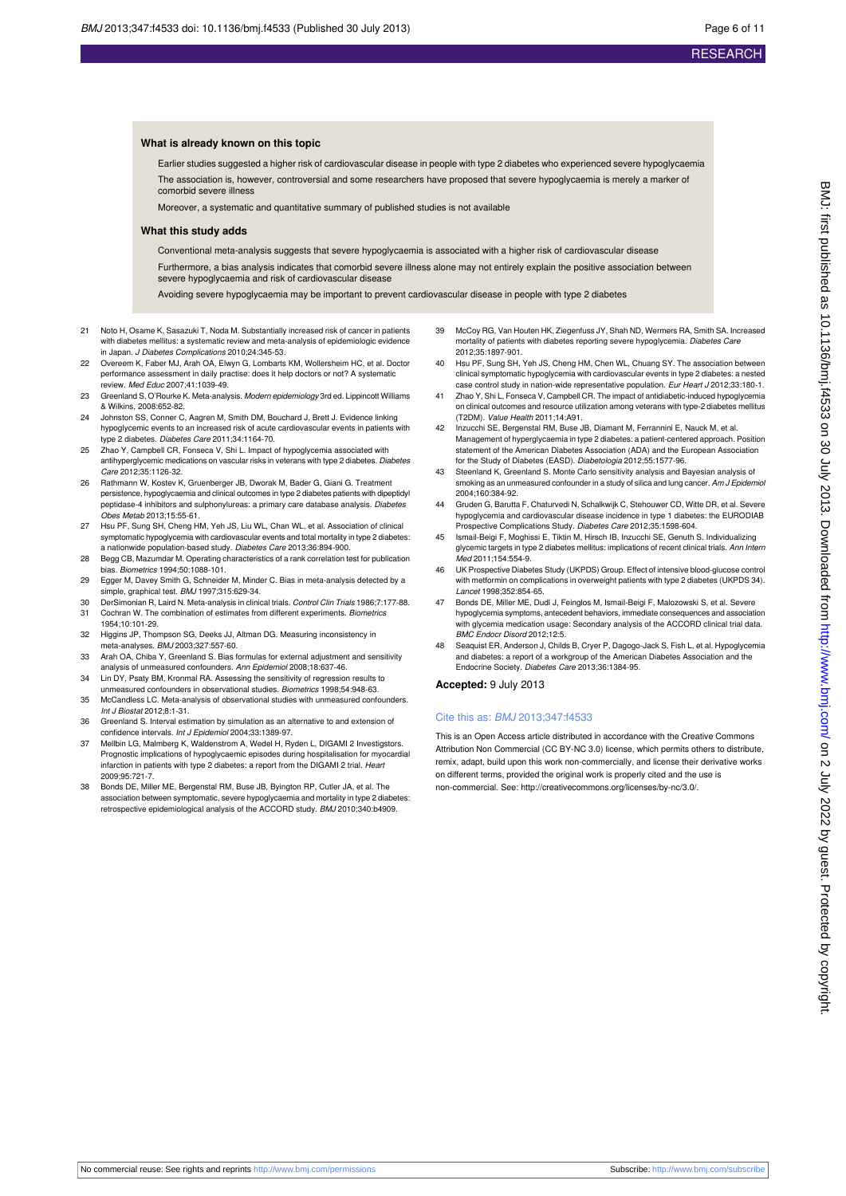### What is already known on this topic

Earlier studies suggested a higher risk of cardiovascular disease in people with type 2 diabetes who experienced severe hypoglycaemia

The association is, however, controversial and some researchers have proposed that severe hypoglycaemia is merely a marker of comorbid severe illness

Moreover, a systematic and quantitative summary of published studies is not available

### What this study adds

Conventional meta-analysis suggests that severe hypoglycaemia is associated with a higher risk of cardiovascular disease

Furthermore, a bias analysis indicates that comorbid severe illness alone may not entirely explain the positive association between severe hypoglycaemia and risk of cardiovascular disease

Avoiding severe hypoglycaemia may be important to prevent cardiovascular disease in people with type 2 diabetes

21 Noto H, Osame K, Sasazuki T, Noda M. Substantially increased risk of cancer in patients with diabetes mellitus: a systematic review and meta-analysis of epidemiologic evidence in Japan. *J Diabetes Complications* 2010;24:345-53.

22 Overeem K, Faber MJ, Arah OA, Elwyn G, Lombarts KM, Wollersheim HC, et al. Doctor performance assessment in daily practise: does it help doctors or not? A systematic review. *Med Educ* 2007;41:1039-49.

23 Greenland S, O'Rourke K. Meta-analysis. *Modern epidemiology* 3rd ed. Lippincott Williams & Wilkins, 2008:652-82.

24 Johnston SS, Conner C, Aagren M, Smith DM, Bouchard J, Brett J. Evidence linking hypoglycemic events to an increased risk of acute cardiovascular events in patients with type 2 diabetes. *Diabetes Care* 2011;34:1164-70.

25 Zhao Y, Campbell CR, Fonseca V, Shi L. Impact of hypoglycemia associated with antihyperglycemic medications on vascular risks in veterans with type 2 diabetes. *Diabetes Care* 2012;35:1126-32.

26 Rathmann W, Kostev K, Gruenberger JB, Dworak M, Bader G, Giani G. Treatment persistence, hypoglycaemia and clinical outcomes in type 2 diabetes patients with dipeptidyl peptidase-4 inhibitors and sulphonylureas: a primary care database analysis. *Diabetes Obes Metab* 2013;15:55-61.

27 Hsu PF, Sung SH, Cheng HM, Yeh JS, Liu WL, Chan WL, et al. Association of clinical symptomatic hypoglycemia with cardiovascular events and total mortality in type 2 diabetes: a nationwide population-based study. *Diabetes Care* 2013;36:894-900.

28 Begg CB, Mazumdar M. Operating characteristics of a rank correlation test for publication bias. *Biometrics* 1994;50:1088-101.

29 Egger M, Davey Smith G, Schneider M, Minder C. Bias in meta-analysis detected by a simple, graphical test. *BMJ* 1997;315:629-34.

30 DerSimonian R, Laird N. Meta-analysis in clinical trials. *Control Clin Trials* 1986;7:177-88.

31 Cochran W. The combination of estimates from different experiments. *Biometrics* 1954;10:101-29.

32 Higgins JP, Thompson SG, Deeks JJ, Altman DG. Measuring inconsistency in meta-analyses. *BMJ* 2003;327:557-60.

33 Arah OA, Chiba Y, Greenland S. Bias formulas for external adjustment and sensitivity analysis of unmeasured confounders. *Ann Epidemiol* 2008;18:637-46.

34 Lin DY, Psaty BM, Kronmal RA. Assessing the sensitivity of regression results to unmeasured confounders in observational studies. *Biometrics* 1998;54:948-63.

35 McCandless LC. Meta-analysis of observational studies with unmeasured confounders. *Int J Biostat* 2012;8:1-31.

36 Greenland S. Interval estimation by simulation as an alternative to and extension of confidence intervals. *Int J Epidemiol* 2004;33:1389-97.

37 Mellbin LG, Malmberg K, Waldenstrom A, Wedel H, Ryden L, DIGAMI 2 Investigstors. Prognostic implications of hypoglycaemic episodes during hospitalisation for myocardial infarction in patients with type 2 diabetes: a report from the DIGAMI 2 trial. *Heart* 2009;95:721-7.

38 Bonds DE, Miller ME, Bergenstal RM, Buse JB, Byington RP, Cutler JA, et al. The association between symptomatic, severe hypoglycaemia and mortality in type 2 diabetes: retrospective epidemiological analysis of the ACCORD study. *BMJ* 2010;340:b4909.

39 McCoy RG, Van Houten HK, Ziegenfuss JY, Shah ND, Wermers RA, Smith SA. Increased mortality of patients with diabetes reporting severe hypoglycemia. *Diabetes Care* 2012;35:1897-901.

40 Hsu PF, Sung SH, Yeh JS, Cheng HM, Chen WL, Chuang SY. The association between clinical symptomatic hypoglycemia with cardiovascular events in type 2 diabetes: a nested case control study in nation-wide representative population. *Eur Heart J* 2012;33:180-1.

41 Zhao Y, Shi L, Fonseca V, Campbell CR. The impact of antidiabetic-induced hypoglycemia on clinical outcomes and resource utilization among veterans with type-2 diabetes mellitus (T2DM). *Value Health* 2011;14:A91.

42 Inzucchi SE, Bergenstal RM, Buse JB, Diamant M, Ferrannini E, Nauck M, et al. Management of hyperglycaemia in type 2 diabetes: a patient-centered approach. Position statement of the American Diabetes Association (ADA) and the European Association for the Study of Diabetes (EASD). *Diabetologia* 2012;55:1577-96.

43 Steenland K, Greenland S. Monte Carlo sensitivity analysis and Bayesian analysis of smoking as an unmeasured confounder in a study of silica and lung cancer. *Am J Epidemiol* 2004;160:384-92.

44 Gruden G, Barutta F, Chaturvedi N, Schalkwijk C, Stehouwer CD, Witte DR, et al. Severe hypoglycemia and cardiovascular disease incidence in type 1 diabetes: the EURODIAB Prospective Complications Study. *Diabetes Care* 2012;35:1598-604.

45 Ismail-Beigi F, Moghissi E, Tiktin M, Hirsch IB, Inzucchi SE, Genuth S. Individualizing glycemic targets in type 2 diabetes mellitus: implications of recent clinical trials. *Ann Intern Med* 2011;154:554-9.

46 UK Prospective Diabetes Study (UKPDS) Group. Effect of intensive blood-glucose control with metformin on complications in overweight patients with type 2 diabetes (UKPDS 34). *Lancet* 1998;352:854-65.

47 Bonds DE, Miller ME, Dudl J, Feinglos M, Ismail-Beigi F, Malozowski S, et al. Severe hypoglycemia symptoms, antecedent behaviors, immediate consequences and association with glycemia medication usage: Secondary analysis of the ACCORD clinical trial data. *BMC Endocr Disord* 2012;12:5.

48 Seaquist ER, Anderson J, Childs B, Cryer P, Dagogo-Jack S, Fish L, et al. Hypoglycemia and diabetes: a report of a workgroup of the American Diabetes Association and the Endocrine Society. *Diabetes Care* 2013;36:1384-95.

**Accepted:** 9 July 2013

Cite this as: *BMJ* 2013;347:f4533

This is an Open Access article distributed in accordance with the Creative Commons Attribution Non Commercial (CC BY-NC 3.0) license, which permits others to distribute, remix, adapt, build upon this work non-commercially, and license their derivative works on different terms, provided the original work is properly cited and the use is non-commercial. See: http://creativecommons.org/licenses/by-nc/3.0/.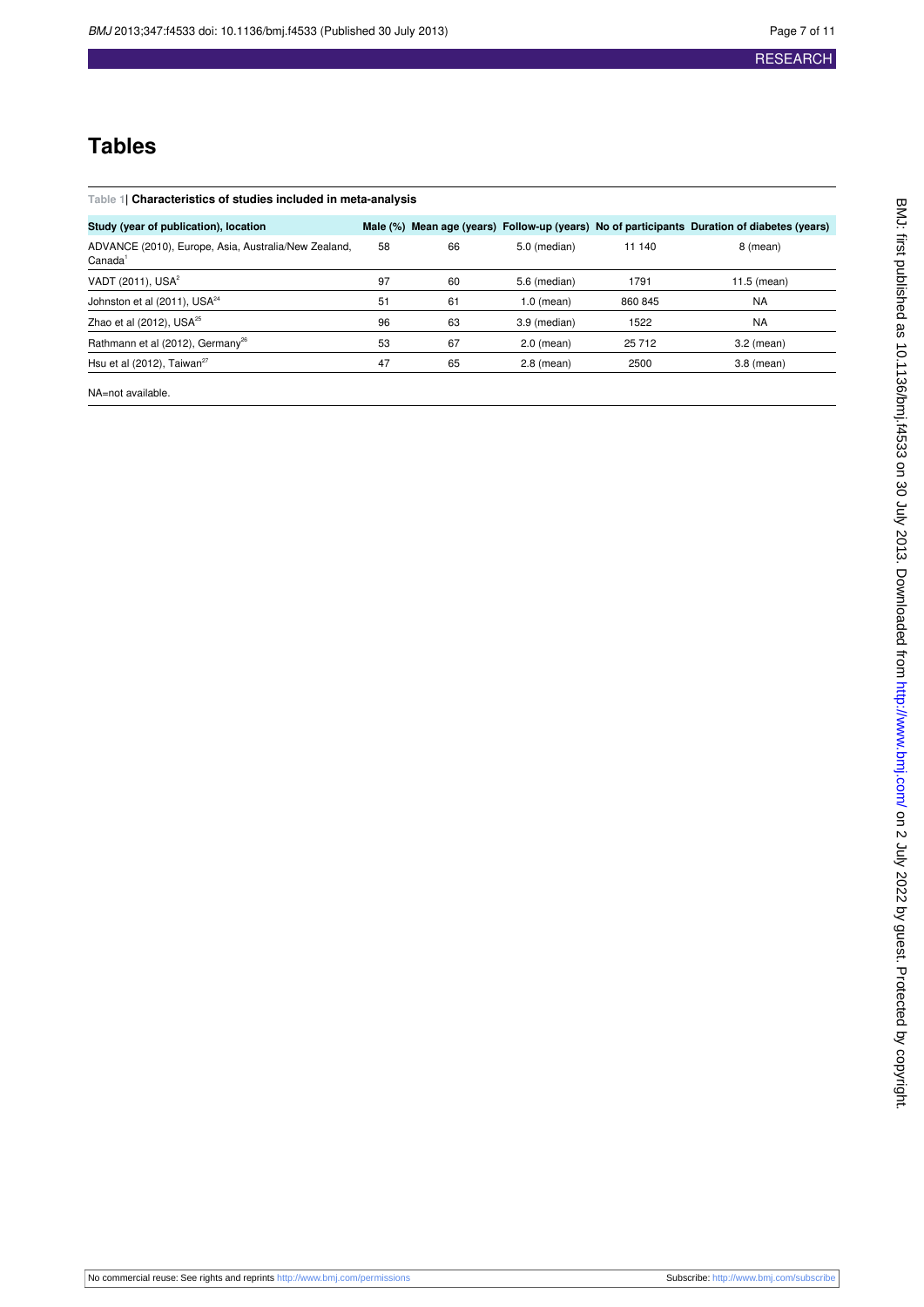# Tables

**Table 1| Characteristics of studies included in meta-analysis**

| Study (year of publication), location | Male (%) | Mean age (years) | Follow-up (years) | No of participants | Duration of diabetes (years) |
|---|---|---|---|---|---|
| ADVANCE (2010), Europe, Asia, Australia/New Zealand, Canada[1] | 58 | 66 | 5.0 (median) | 11 140 | 8 (mean) |
| VADT (2011), USA[2] | 97 | 60 | 5.6 (median) | 1791 | 11.5 (mean) |
| Johnston et al (2011), USA[24] | 51 | 61 | 1.0 (mean) | 860 845 | NA |
| Zhao et al (2012), USA[25] | 96 | 63 | 3.9 (median) | 1522 | NA |
| Rathmann et al (2012), Germany[26] | 53 | 67 | 2.0 (mean) | 25 712 | 3.2 (mean) |
| Hsu et al (2012), Taiwan[27] | 47 | 65 | 2.8 (mean) | 2500 | 3.8 (mean) |

NA=not available.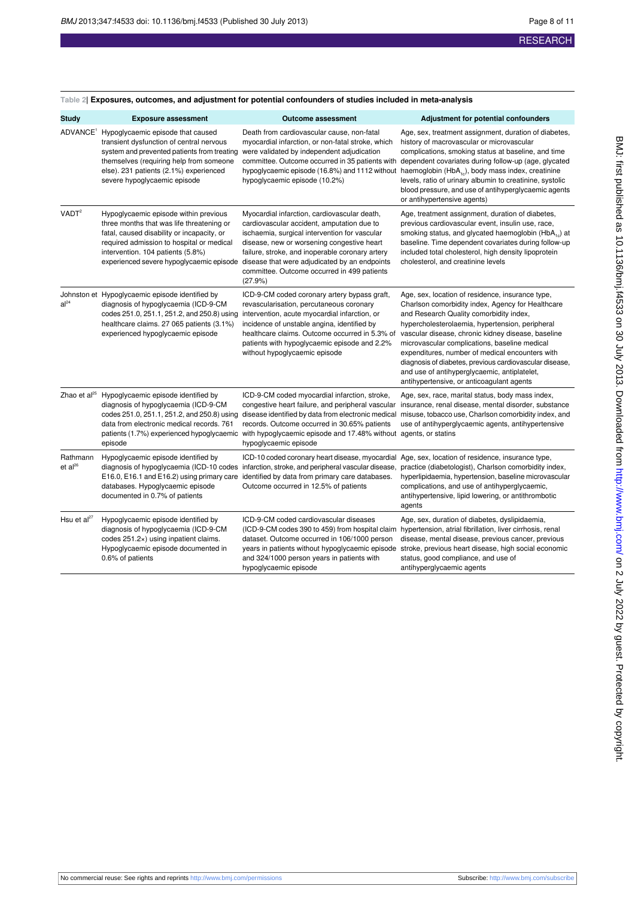**Table 2| Exposures, outcomes, and adjustment for potential confounders of studies included in meta-analysis**

| Study | Exposure assessment | Outcome assessment | Adjustment for potential confounders |
|---|---|---|---|
| ADVANCE[1] | Hypoglycaemic episode that caused transient dysfunction of central nervous system and prevented patients from treating themselves (requiring help from someone else). 231 patients (2.1%) experienced severe hypoglycaemic episode | Death from cardiovascular cause, non-fatal myocardial infarction, or non-fatal stroke, which were validated by independent adjudication committee. Outcome occurred in 35 patients with hypoglycaemic episode (16.8%) and 1112 without hypoglycaemic episode (10.2%) | Age, sex, treatment assignment, duration of diabetes, history of macrovascular or microvascular complications, smoking status at baseline, and time dependent covariates during follow-up (age, glycated haemoglobin ($HbA_{1c}$), body mass index, creatinine levels, ratio of urinary albumin to creatinine, systolic blood pressure, and use of antihyperglycaemic agents or antihypertensive agents) |
| VADT[2] | Hypoglycaemic episode within previous three months that was life threatening or fatal, caused disability or incapacity, or required admission to hospital or medical intervention. 104 patients (5.8%) experienced severe hypoglycaemic episode | Myocardial infarction, cardiovascular death, cardiovascular accident, amputation due to ischaemia, surgical intervention for vascular disease, new or worsening congestive heart failure, stroke, and inoperable coronary artery disease that were adjudicated by an endpoints committee. Outcome occurred in 499 patients (27.9%) | Age, treatment assignment, duration of diabetes, previous cardiovascular event, insulin use, race, smoking status, and glycated haemoglobin ($HbA_{1c}$) at baseline. Time dependent covariates during follow-up included total cholesterol, high density lipoprotein cholesterol, and creatinine levels |
| Johnston et al[24] | Hypoglycaemic episode identified by diagnosis of hypoglycaemia (ICD-9-CM codes 251.0, 251.1, 251.2, and 250.8) using healthcare claims. 27 065 patients (3.1%) experienced hypoglycaemic episode | ICD-9-CM coded coronary artery bypass graft, revascularisation, percutaneous coronary intervention, acute myocardial infarction, or incidence of unstable angina, identified by healthcare claims. Outcome occurred in 5.3% of patients with hypoglycaemic episode and 2.2% without hypoglycaemic episode | Age, sex, location of residence, insurance type, Charlson comorbidity index, Agency for Healthcare and Research Quality comorbidity index, hypercholesterolaemia, hypertension, peripheral vascular disease, chronic kidney disease, baseline microvascular complications, baseline medical expenditures, number of medical encounters with diagnosis of diabetes, previous cardiovascular disease, and use of antihyperglycaemic, antiplatelet, antihypertensive, or anticoagulant agents |
| Zhao et al[25] | Hypoglycaemic episode identified by diagnosis of hypoglycaemia (ICD-9-CM codes 251.0, 251.1, 251.2, and 250.8) using data from electronic medical records. 761 patients (1.7%) experienced hypoglycaemic episode | ICD-9-CM coded myocardial infarction, stroke, congestive heart failure, and peripheral vascular disease identified by data from electronic medical records. Outcome occurred in 30.65% patients with hypoglycaemic episode and 17.48% without hypoglycaemic episode | Age, sex, race, marital status, body mass index, insurance, renal disease, mental disorder, substance misuse, tobacco use, Charlson comorbidity index, and use of antihyperglycaemic agents, antihypertensive agents, or statins |
| Rathmann et al[26] | Hypoglycaemic episode identified by diagnosis of hypoglycaemia (ICD-10 codes E16.0, E16.1 and E16.2) using primary care databases. Hypoglycaemic episode documented in 0.7% of patients | ICD-10 coded coronary heart disease, myocardial infarction, stroke, and peripheral vascular disease, identified by data from primary care databases. Outcome occurred in 12.5% of patients | Age, sex, location of residence, insurance type, practice (diabetologist), Charlson comorbidity index, hyperlipidaemia, hypertension, baseline microvascular complications, and use of antihyperglycaemic, antihypertensive, lipid lowering, or antithrombotic agents |
| Hsu et al[27] | Hypoglycaemic episode identified by diagnosis of hypoglycaemia (ICD-9-CM codes 251.2×) using inpatient claims. Hypoglycaemic episode documented in 0.6% of patients | ICD-9-CM coded cardiovascular diseases (ICD-9-CM codes 390 to 459) from hospital claim dataset. Outcome occurred in 106/1000 person years in patients without hypoglycaemic episode and 324/1000 person years in patients with hypoglycaemic episode | Age, sex, duration of diabetes, dyslipidaemia, hypertension, atrial fibrillation, liver cirrhosis, renal disease, mental disease, previous cancer, previous stroke, previous heart disease, high social economic status, good compliance, and use of antihyperglycaemic agents |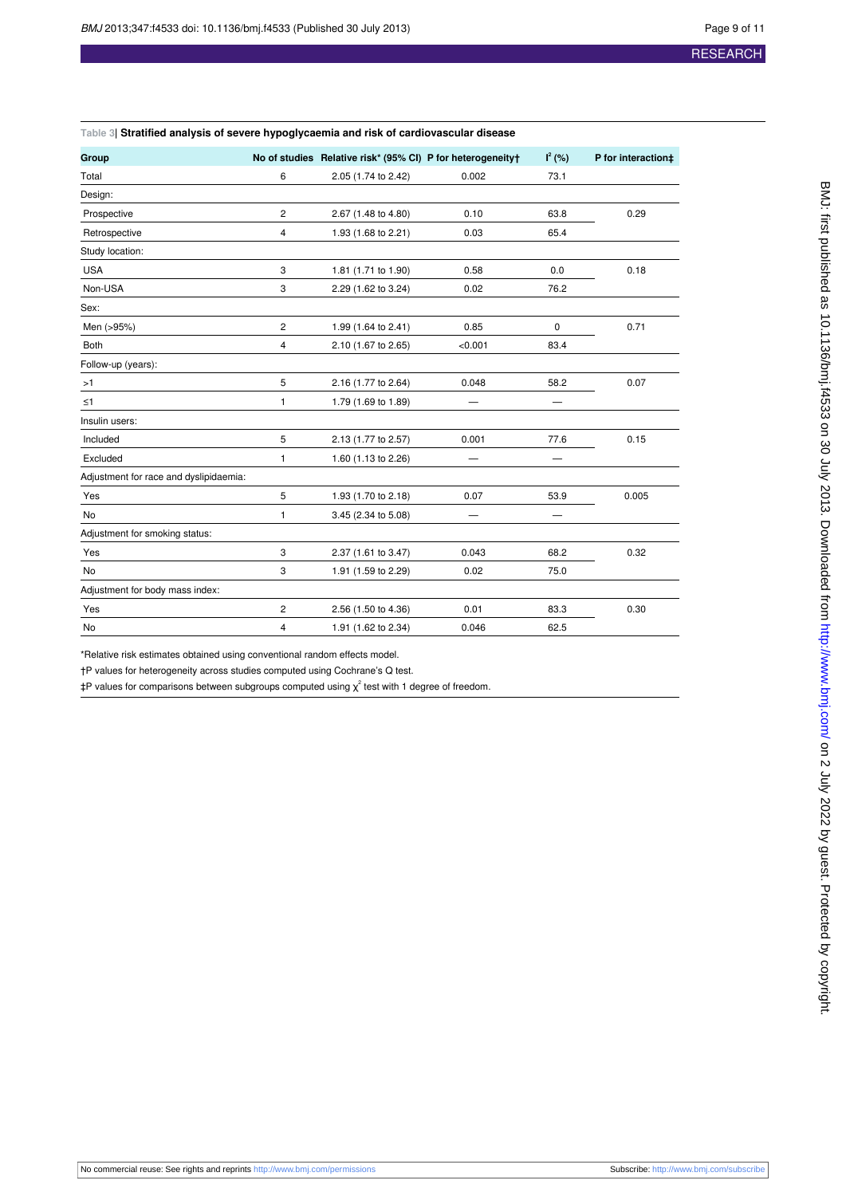Table 3| **Stratified analysis of severe hypoglycaemia and risk of cardiovascular disease**

| Group | No of studies | Relative risk* (95% CI) | P for heterogeneity† | $I^2$ (%) | P for interaction‡ |
|---|---|---|---|---|---|
| Total | 6 | 2.05 (1.74 to 2.42) | 0.002 | 73.1 | |
| Design: | | | | | |
| Prospective | 2 | 2.67 (1.48 to 4.80) | 0.10 | 63.8 | 0.29 |
| Retrospective | 4 | 1.93 (1.68 to 2.21) | 0.03 | 65.4 | |
| Study location: | | | | | |
| USA | 3 | 1.81 (1.71 to 1.90) | 0.58 | 0.0 | 0.18 |
| Non-USA | 3 | 2.29 (1.62 to 3.24) | 0.02 | 76.2 | |
| Sex: | | | | | |
| Men (>95%) | 2 | 1.99 (1.64 to 2.41) | 0.85 | 0 | 0.71 |
| Both | 4 | 2.10 (1.67 to 2.65) | <0.001 | 83.4 | |
| Follow-up (years): | | | | | |
| >1 | 5 | 2.16 (1.77 to 2.64) | 0.048 | 58.2 | 0.07 |
| ≤1 | 1 | 1.79 (1.69 to 1.89) | — | — | |
| Insulin users: | | | | | |
| Included | 5 | 2.13 (1.77 to 2.57) | 0.001 | 77.6 | 0.15 |
| Excluded | 1 | 1.60 (1.13 to 2.26) | — | — | |
| Adjustment for race and dyslipidaemia: | | | | | |
| Yes | 5 | 1.93 (1.70 to 2.18) | 0.07 | 53.9 | 0.005 |
| No | 1 | 3.45 (2.34 to 5.08) | — | — | |
| Adjustment for smoking status: | | | | | |
| Yes | 3 | 2.37 (1.61 to 3.47) | 0.043 | 68.2 | 0.32 |
| No | 3 | 1.91 (1.59 to 2.29) | 0.02 | 75.0 | |
| Adjustment for body mass index: | | | | | |
| Yes | 2 | 2.56 (1.50 to 4.36) | 0.01 | 83.3 | 0.30 |
| No | 4 | 1.91 (1.62 to 2.34) | 0.046 | 62.5 | |

*Relative risk estimates obtained using conventional random effects model.

†P values for heterogeneity across studies computed using Cochrane's Q test.

‡P values for comparisons between subgroups computed using $\chi^2$ test with 1 degree of freedom.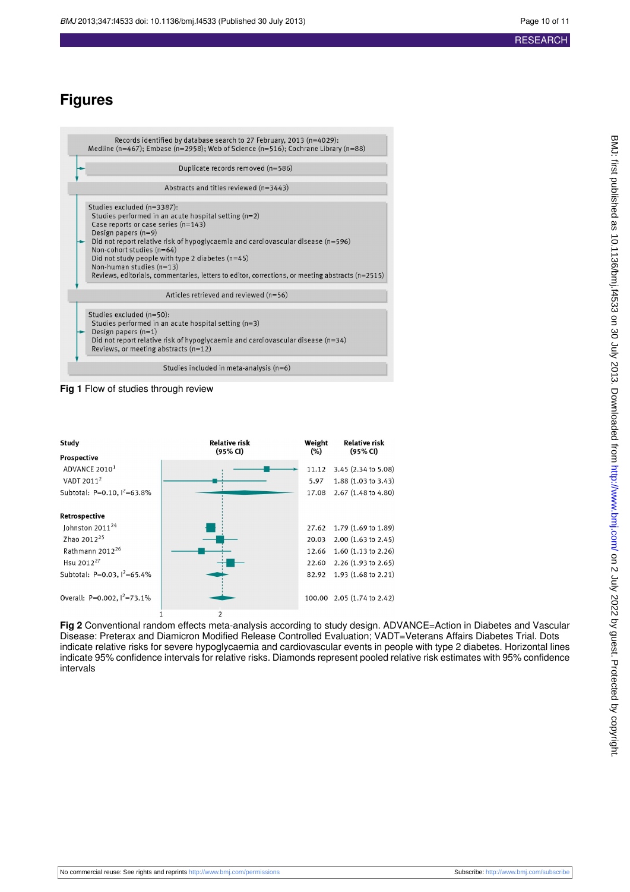# Figures

Records identified by database search to 27 February, 2013 (n=4029): Medline (n=467); Embase (n=2958); Web of Science (n=516); Cochrane Library (n=88)

Duplicate records removed (n=586)

Abstracts and titles reviewed (n=3443)

Studies excluded (n=3387):
- Studies performed in an acute hospital setting (n=2)
- Case reports or case series (n=143)
- Design papers (n=9)
- Did not report relative risk of hypoglycaemia and cardiovascular disease (n=596)
- Non-cohort studies (n=64)
- Did not study people with type 2 diabetes (n=45)
- Non-human studies (n=13)
- Reviews, editorials, commentaries, letters to editor, corrections, or meeting abstracts (n=2515)

Articles retrieved and reviewed (n=56)

Studies excluded (n=50):
- Studies performed in an acute hospital setting (n=3)
- Design papers (n=1)
- Did not report relative risk of hypoglycaemia and cardiovascular disease (n=34)
- Reviews, or meeting abstracts (n=12)

Studies included in meta-analysis (n=6)

**Fig 1** Flow of studies through review

| Study | Weight (%) | Relative risk (95% CI) |
|---|---|---|
| **Prospective** | | |
| ADVANCE 2010[1] | 11.12 | 3.45 (2.34 to 5.08) |
| VADT 2011[2] | 5.97 | 1.88 (1.03 to 3.43) |
| Subtotal: P=0.10, $I^2$=63.8% | 17.08 | 2.67 (1.48 to 4.80) |
| **Retrospective** | | |
| Johnston 2011[24] | 27.62 | 1.79 (1.69 to 1.89) |
| Zhao 2012[25] | 20.03 | 2.00 (1.63 to 2.45) |
| Rathmann 2012[26] | 12.66 | 1.60 (1.13 to 2.26) |
| Hsu 2012[27] | 22.60 | 2.26 (1.93 to 2.65) |
| Subtotal: P=0.03, $I^2$=65.4% | 82.92 | 1.93 (1.68 to 2.21) |
| Overall: P=0.002, $I^2$=73.1% | 100.00 | 2.05 (1.74 to 2.42) |

**Fig 2** Conventional random effects meta-analysis according to study design. ADVANCE=Action in Diabetes and Vascular Disease: Preterax and Diamicron Modified Release Controlled Evaluation; VADT=Veterans Affairs Diabetes Trial. Dots indicate relative risks for severe hypoglycaemia and cardiovascular events in people with type 2 diabetes. Horizontal lines indicate 95% confidence intervals for relative risks. Diamonds represent pooled relative risk estimates with 95% confidence intervals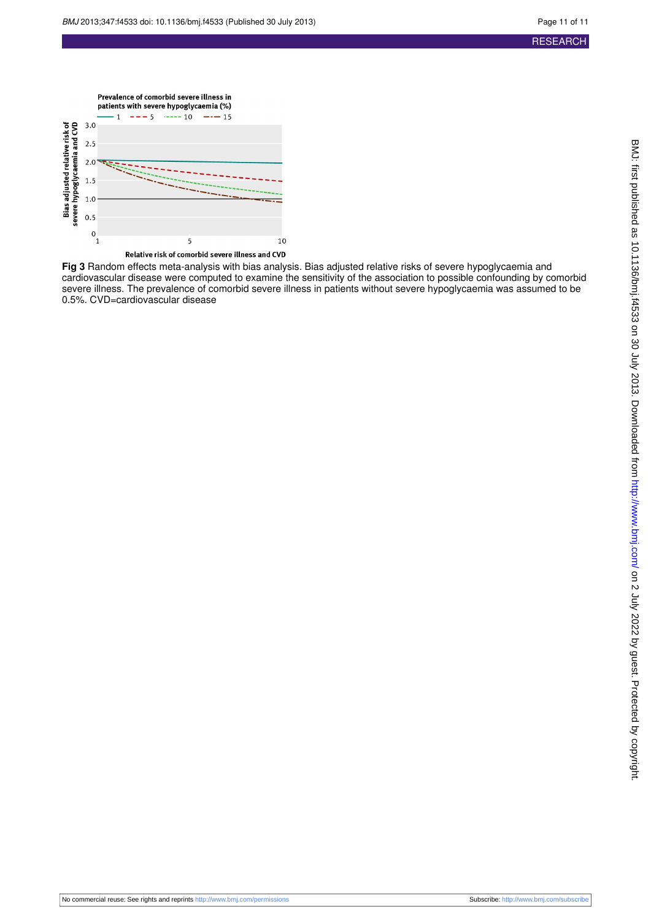Prevalence of comorbid severe illness in patients with severe hypoglycaemia (%)

1 5 10 15

Bias adjusted relative risk of severe hypoglycaemia and CVD

3.0
2.5
2.0
1.5
1.0
0.5
0

1 5 10

Relative risk of comorbid severe illness and CVD

**Fig 3** Random effects meta-analysis with bias analysis. Bias adjusted relative risks of severe hypoglycaemia and cardiovascular disease were computed to examine the sensitivity of the association to possible confounding by comorbid severe illness. The prevalence of comorbid severe illness in patients without severe hypoglycaemia was assumed to be 0.5%. CVD=cardiovascular disease